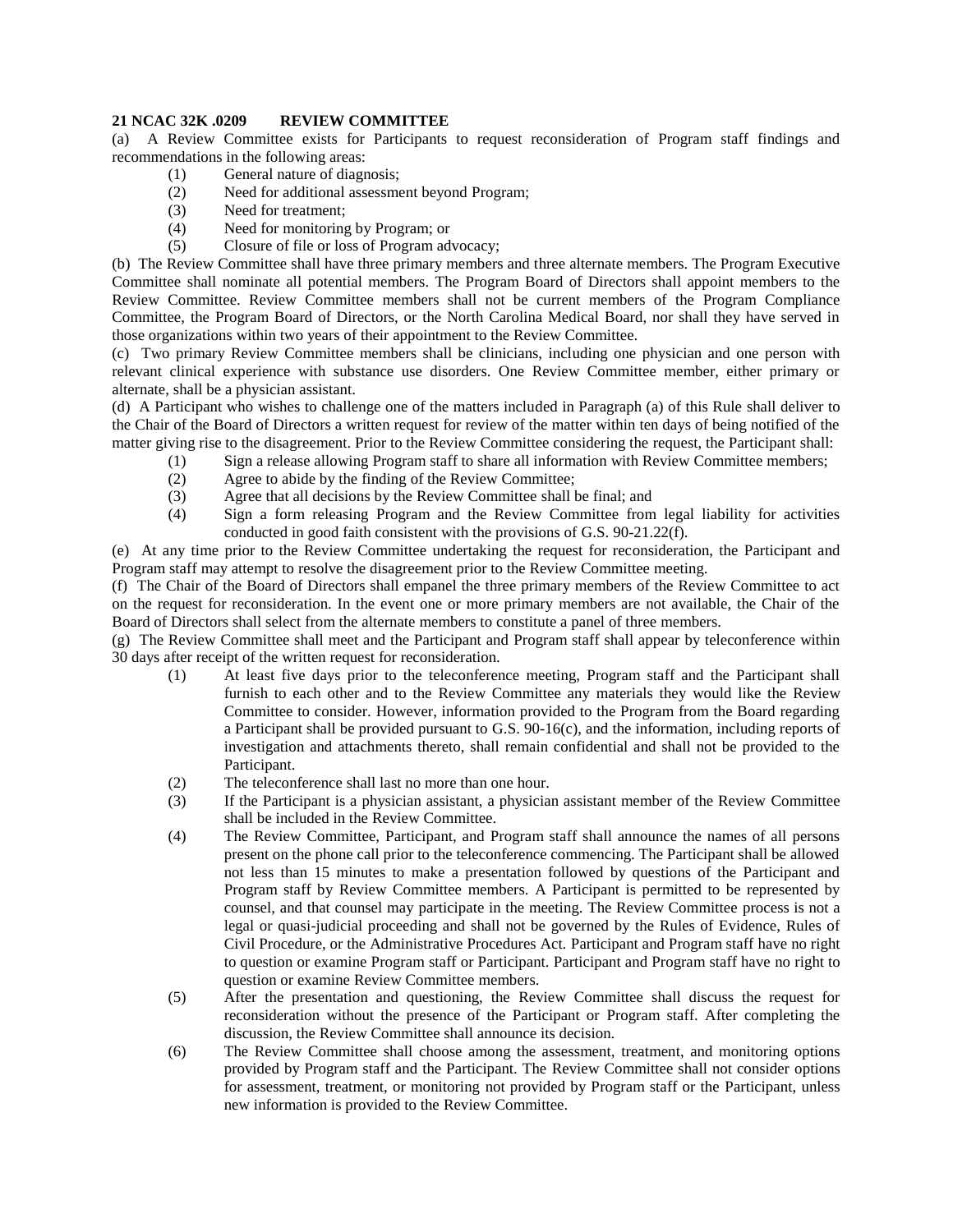**21 NCAC 32K .0209 REVIEW COMMITTEE**

(a) A Review Committee exists for Participants to request reconsideration of Program staff findings and recommendations in the following areas:

(1) General nature of diagnosis;

(2) Need for additional assessment beyond Program;

(3) Need for treatment;

(4) Need for monitoring by Program; or

(5) Closure of file or loss of Program advocacy;

(b) The Review Committee shall have three primary members and three alternate members. The Program Executive Committee shall nominate all potential members. The Program Board of Directors shall appoint members to the Review Committee. Review Committee members shall not be current members of the Program Compliance Committee, the Program Board of Directors, or the North Carolina Medical Board, nor shall they have served in those organizations within two years of their appointment to the Review Committee.

(c) Two primary Review Committee members shall be clinicians, including one physician and one person with relevant clinical experience with substance use disorders. One Review Committee member, either primary or alternate, shall be a physician assistant.

(d) A Participant who wishes to challenge one of the matters included in Paragraph (a) of this Rule shall deliver to the Chair of the Board of Directors a written request for review of the matter within ten days of being notified of the matter giving rise to the disagreement. Prior to the Review Committee considering the request, the Participant shall:

(1) Sign a release allowing Program staff to share all information with Review Committee members;

(2) Agree to abide by the finding of the Review Committee;

(3) Agree that all decisions by the Review Committee shall be final; and

(4) Sign a form releasing Program and the Review Committee from legal liability for activities conducted in good faith consistent with the provisions of G.S. 90-21.22(f).

(e) At any time prior to the Review Committee undertaking the request for reconsideration, the Participant and Program staff may attempt to resolve the disagreement prior to the Review Committee meeting.

(f) The Chair of the Board of Directors shall empanel the three primary members of the Review Committee to act on the request for reconsideration. In the event one or more primary members are not available, the Chair of the Board of Directors shall select from the alternate members to constitute a panel of three members.

(g) The Review Committee shall meet and the Participant and Program staff shall appear by teleconference within 30 days after receipt of the written request for reconsideration.

(1) At least five days prior to the teleconference meeting, Program staff and the Participant shall furnish to each other and to the Review Committee any materials they would like the Review Committee to consider. However, information provided to the Program from the Board regarding a Participant shall be provided pursuant to G.S. 90-16(c), and the information, including reports of investigation and attachments thereto, shall remain confidential and shall not be provided to the Participant.

(2) The teleconference shall last no more than one hour.

(3) If the Participant is a physician assistant, a physician assistant member of the Review Committee shall be included in the Review Committee.

(4) The Review Committee, Participant, and Program staff shall announce the names of all persons present on the phone call prior to the teleconference commencing. The Participant shall be allowed not less than 15 minutes to make a presentation followed by questions of the Participant and Program staff by Review Committee members. A Participant is permitted to be represented by counsel, and that counsel may participate in the meeting. The Review Committee process is not a legal or quasi-judicial proceeding and shall not be governed by the Rules of Evidence, Rules of Civil Procedure, or the Administrative Procedures Act. Participant and Program staff have no right to question or examine Program staff or Participant. Participant and Program staff have no right to question or examine Review Committee members.

(5) After the presentation and questioning, the Review Committee shall discuss the request for reconsideration without the presence of the Participant or Program staff. After completing the discussion, the Review Committee shall announce its decision.

(6) The Review Committee shall choose among the assessment, treatment, and monitoring options provided by Program staff and the Participant. The Review Committee shall not consider options for assessment, treatment, or monitoring not provided by Program staff or the Participant, unless new information is provided to the Review Committee.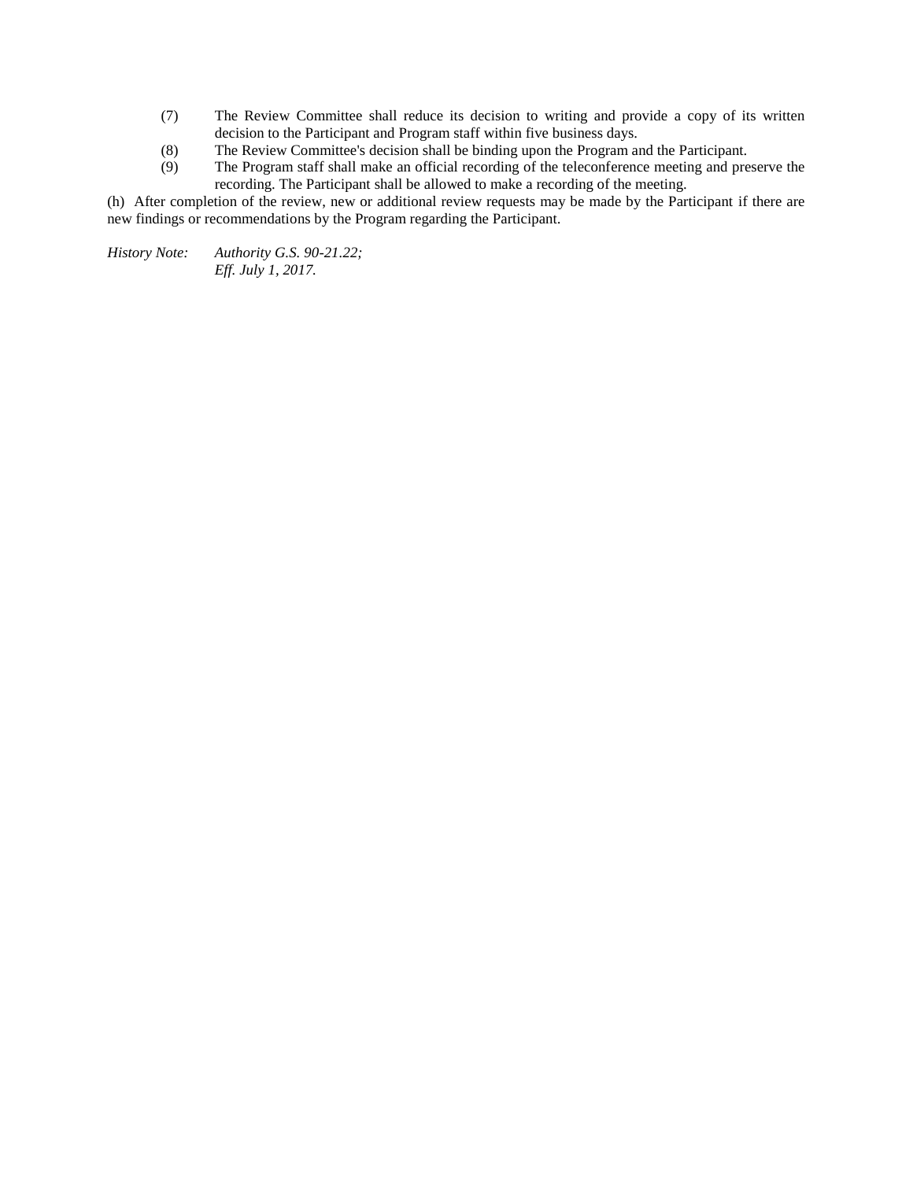(7) The Review Committee shall reduce its decision to writing and provide a copy of its written decision to the Participant and Program staff within five business days.

(8) The Review Committee's decision shall be binding upon the Program and the Participant.

(9) The Program staff shall make an official recording of the teleconference meeting and preserve the recording. The Participant shall be allowed to make a recording of the meeting.

(h) After completion of the review, new or additional review requests may be made by the Participant if there are new findings or recommendations by the Program regarding the Participant.

*History Note:* *Authority G.S. 90-21.22;*
*Eff. July 1, 2017.*